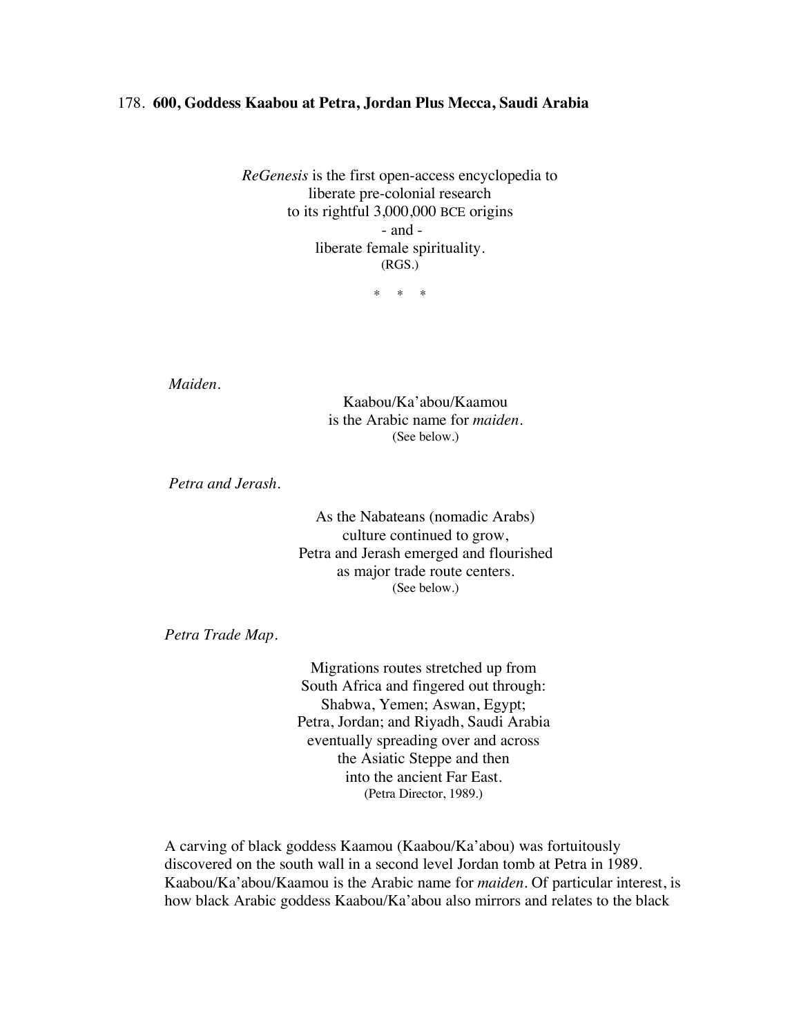# 178. **600, Goddess Kaabou at Petra, Jordan Plus Mecca, Saudi Arabia**

*ReGenesis* is the first open-access encyclopedia to
liberate pre-colonial research
to its rightful 3,000,000 BCE origins
\- and -
liberate female spirituality.
(RGS.)

\*     \*     \*

*Maiden.*

Kaabou/Ka'abou/Kaamou
is the Arabic name for *maiden*.
(See below.)

*Petra and Jerash.*

As the Nabateans (nomadic Arabs)
culture continued to grow,
Petra and Jerash emerged and flourished
as major trade route centers.
(See below.)

*Petra Trade Map.*

Migrations routes stretched up from
South Africa and fingered out through:
Shabwa, Yemen; Aswan, Egypt;
Petra, Jordan; and Riyadh, Saudi Arabia
eventually spreading over and across
the Asiatic Steppe and then
into the ancient Far East.
(Petra Director, 1989.)

A carving of black goddess Kaamou (Kaabou/Ka'abou) was fortuitously discovered on the south wall in a second level Jordan tomb at Petra in 1989. Kaabou/Ka'abou/Kaamou is the Arabic name for *maiden*. Of particular interest, is how black Arabic goddess Kaabou/Ka'abou also mirrors and relates to the black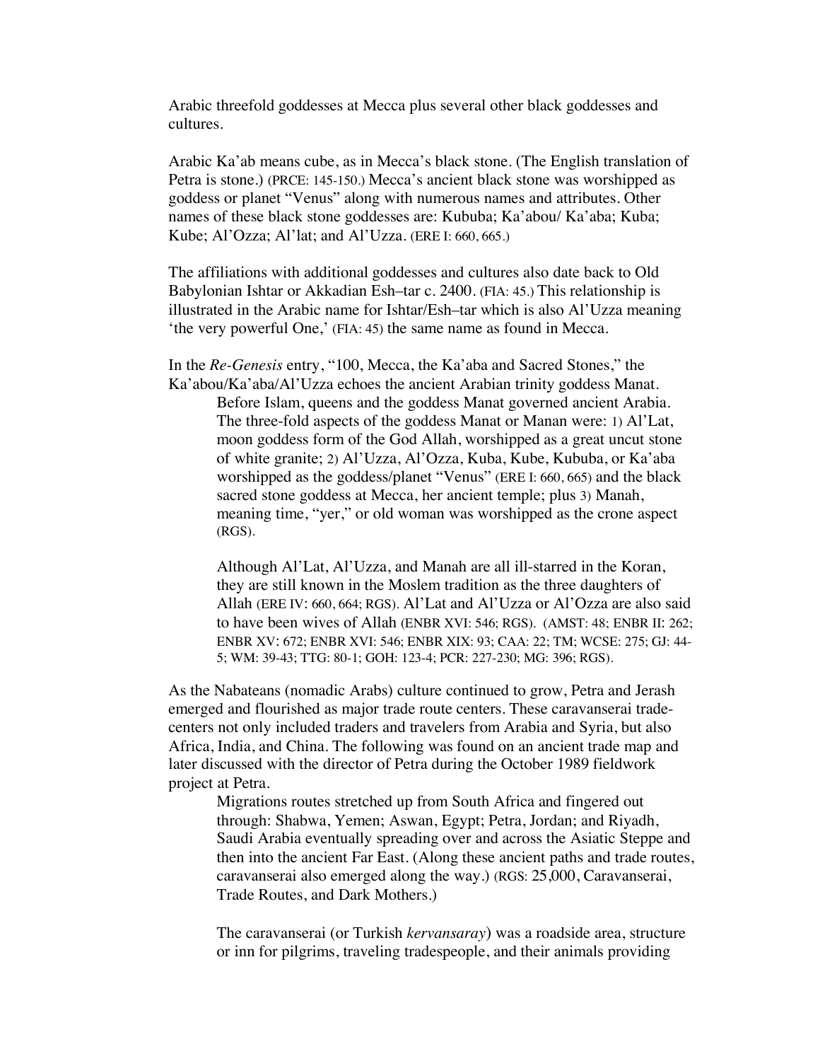Arabic threefold goddesses at Mecca plus several other black goddesses and cultures.

Arabic Ka'ab means cube, as in Mecca's black stone. (The English translation of Petra is stone.) (PRCE: 145-150.) Mecca's ancient black stone was worshipped as goddess or planet "Venus" along with numerous names and attributes. Other names of these black stone goddesses are: Kububa; Ka'abou/ Ka'aba; Kuba; Kube; Al'Ozza; Al'lat; and Al'Uzza. (ERE I: 660, 665.)

The affiliations with additional goddesses and cultures also date back to Old Babylonian Ishtar or Akkadian Esh–tar c. 2400. (FIA: 45.) This relationship is illustrated in the Arabic name for Ishtar/Esh–tar which is also Al'Uzza meaning 'the very powerful One,' (FIA: 45) the same name as found in Mecca.

In the *Re-Genesis* entry, "100, Mecca, the Ka'aba and Sacred Stones," the Ka'abou/Ka'aba/Al'Uzza echoes the ancient Arabian trinity goddess Manat.

> Before Islam, queens and the goddess Manat governed ancient Arabia. The three-fold aspects of the goddess Manat or Manan were: 1) Al'Lat, moon goddess form of the God Allah, worshipped as a great uncut stone of white granite; 2) Al'Uzza, Al'Ozza, Kuba, Kube, Kububa, or Ka'aba worshipped as the goddess/planet "Venus" (ERE I: 660, 665) and the black sacred stone goddess at Mecca, her ancient temple; plus 3) Manah, meaning time, "yer," or old woman was worshipped as the crone aspect (RGS).
>
> Although Al'Lat, Al'Uzza, and Manah are all ill-starred in the Koran, they are still known in the Moslem tradition as the three daughters of Allah (ERE IV: 660, 664; RGS). Al'Lat and Al'Uzza or Al'Ozza are also said to have been wives of Allah (ENBR XVI: 546; RGS). (AMST: 48; ENBR II: 262; ENBR XV: 672; ENBR XVI: 546; ENBR XIX: 93; CAA: 22; TM; WCSE: 275; GJ: 44-5; WM: 39-43; TTG: 80-1; GOH: 123-4; PCR: 227-230; MG: 396; RGS).

As the Nabateans (nomadic Arabs) culture continued to grow, Petra and Jerash emerged and flourished as major trade route centers. These caravanserai trade-centers not only included traders and travelers from Arabia and Syria, but also Africa, India, and China. The following was found on an ancient trade map and later discussed with the director of Petra during the October 1989 fieldwork project at Petra.

> Migrations routes stretched up from South Africa and fingered out through: Shabwa, Yemen; Aswan, Egypt; Petra, Jordan; and Riyadh, Saudi Arabia eventually spreading over and across the Asiatic Steppe and then into the ancient Far East. (Along these ancient paths and trade routes, caravanserai also emerged along the way.) (RGS: 25,000, Caravanserai, Trade Routes, and Dark Mothers.)
>
> The caravanserai (or Turkish *kervansaray*) was a roadside area, structure or inn for pilgrims, traveling tradespeople, and their animals providing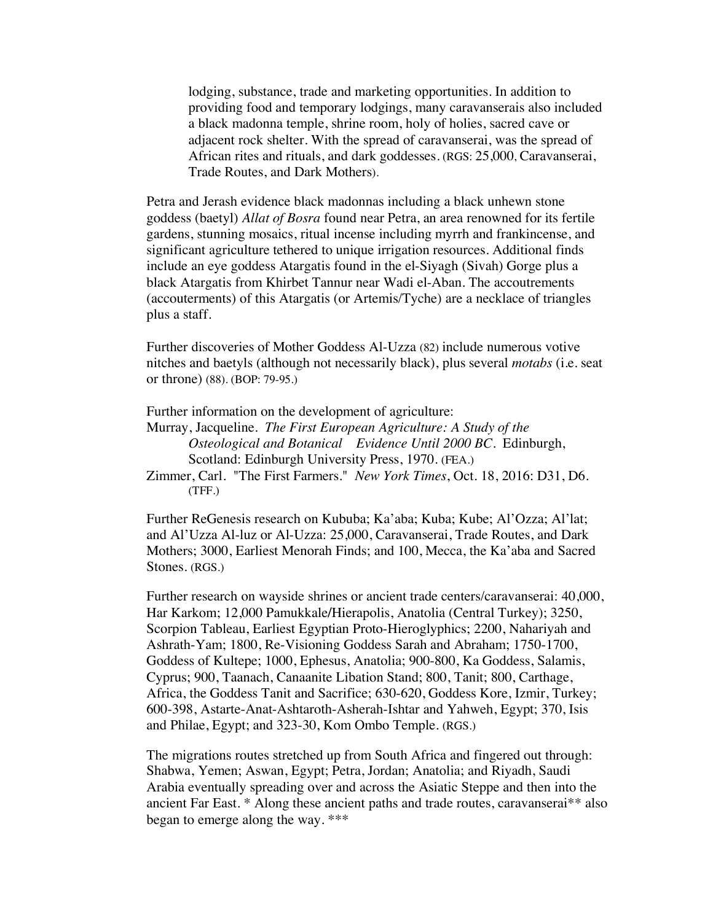> lodging, substance, trade and marketing opportunities. In addition to providing food and temporary lodgings, many caravanserais also included a black madonna temple, shrine room, holy of holies, sacred cave or adjacent rock shelter. With the spread of caravanserai, was the spread of African rites and rituals, and dark goddesses. (RGS: 25,000, Caravanserai, Trade Routes, and Dark Mothers).

Petra and Jerash evidence black madonnas including a black unhewn stone goddess (baetyl) *Allat of Bosra* found near Petra, an area renowned for its fertile gardens, stunning mosaics, ritual incense including myrrh and frankincense, and significant agriculture tethered to unique irrigation resources. Additional finds include an eye goddess Atargatis found in the el-Siyagh (Sivah) Gorge plus a black Atargatis from Khirbet Tannur near Wadi el-Aban. The accoutrements (accouterments) of this Atargatis (or Artemis/Tyche) are a necklace of triangles plus a staff.

Further discoveries of Mother Goddess Al-Uzza (82) include numerous votive nitches and baetyls (although not necessarily black), plus several *motabs* (i.e. seat or throne) (88). (BOP: 79-95.)

Further information on the development of agriculture:

Murray, Jacqueline. *The First European Agriculture: A Study of the Osteological and Botanical Evidence Until 2000 BC*. Edinburgh, Scotland: Edinburgh University Press, 1970. (FEA.)

Zimmer, Carl. "The First Farmers." *New York Times*, Oct. 18, 2016: D31, D6. (TFF.)

Further ReGenesis research on Kububa; Ka'aba; Kuba; Kube; Al'Ozza; Al'lat; and Al'Uzza Al-luz or Al-Uzza: 25,000, Caravanserai, Trade Routes, and Dark Mothers; 3000, Earliest Menorah Finds; and 100, Mecca, the Ka'aba and Sacred Stones. (RGS.)

Further research on wayside shrines or ancient trade centers/caravanserai: 40,000, Har Karkom; 12,000 Pamukkale/Hierapolis, Anatolia (Central Turkey); 3250, Scorpion Tableau, Earliest Egyptian Proto-Hieroglyphics; 2200, Nahariyah and Ashrath-Yam; 1800, Re-Visioning Goddess Sarah and Abraham; 1750-1700, Goddess of Kultepe; 1000, Ephesus, Anatolia; 900-800, Ka Goddess, Salamis, Cyprus; 900, Taanach, Canaanite Libation Stand; 800, Tanit; 800, Carthage, Africa, the Goddess Tanit and Sacrifice; 630-620, Goddess Kore, Izmir, Turkey; 600-398, Astarte-Anat-Ashtaroth-Asherah-Ishtar and Yahweh, Egypt; 370, Isis and Philae, Egypt; and 323-30, Kom Ombo Temple. (RGS.)

The migrations routes stretched up from South Africa and fingered out through: Shabwa, Yemen; Aswan, Egypt; Petra, Jordan; Anatolia; and Riyadh, Saudi Arabia eventually spreading over and across the Asiatic Steppe and then into the ancient Far East. * Along these ancient paths and trade routes, caravanserai** also began to emerge along the way. ***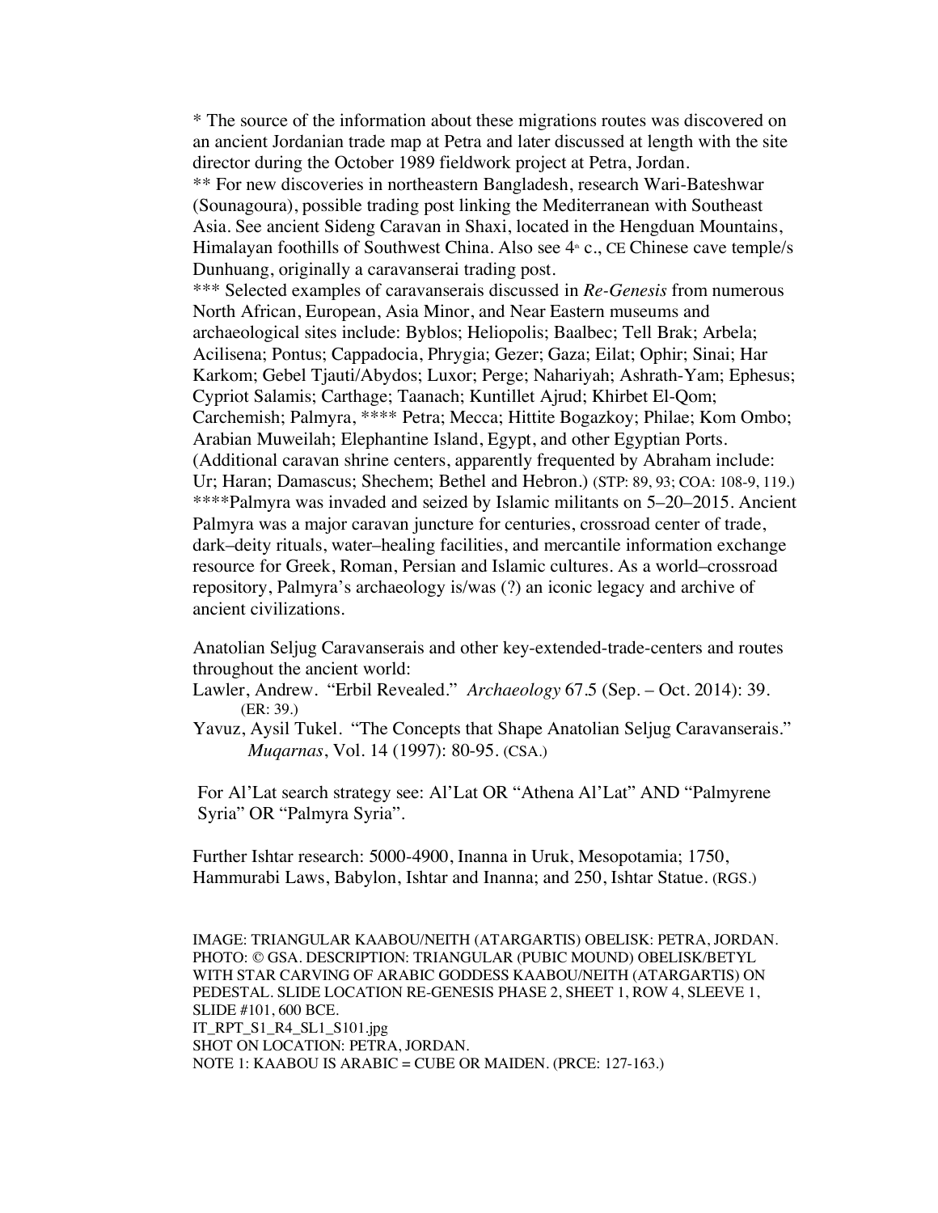* The source of the information about these migrations routes was discovered on an ancient Jordanian trade map at Petra and later discussed at length with the site director during the October 1989 fieldwork project at Petra, Jordan.
** For new discoveries in northeastern Bangladesh, research Wari-Bateshwar (Sounagoura), possible trading post linking the Mediterranean with Southeast Asia. See ancient Sideng Caravan in Shaxi, located in the Hengduan Mountains, Himalayan foothills of Southwest China. Also see 4th c., CE Chinese cave temple/s Dunhuang, originally a caravanserai trading post.
*** Selected examples of caravanserais discussed in *Re-Genesis* from numerous North African, European, Asia Minor, and Near Eastern museums and archaeological sites include: Byblos; Heliopolis; Baalbec; Tell Brak; Arbela; Acilisena; Pontus; Cappadocia, Phrygia; Gezer; Gaza; Eilat; Ophir; Sinai; Har Karkom; Gebel Tjauti/Abydos; Luxor; Perge; Nahariyah; Ashrath-Yam; Ephesus; Cypriot Salamis; Carthage; Taanach; Kuntillet Ajrud; Khirbet El-Qom; Carchemish; Palmyra, **** Petra; Mecca; Hittite Bogazkoy; Philae; Kom Ombo; Arabian Muweilah; Elephantine Island, Egypt, and other Egyptian Ports. (Additional caravan shrine centers, apparently frequented by Abraham include: Ur; Haran; Damascus; Shechem; Bethel and Hebron.) (STP: 89, 93; COA: 108-9, 119.)
****Palmyra was invaded and seized by Islamic militants on 5–20–2015. Ancient Palmyra was a major caravan juncture for centuries, crossroad center of trade, dark–deity rituals, water–healing facilities, and mercantile information exchange resource for Greek, Roman, Persian and Islamic cultures. As a world–crossroad repository, Palmyra's archaeology is/was (?) an iconic legacy and archive of ancient civilizations.

Anatolian Seljug Caravanserais and other key-extended-trade-centers and routes throughout the ancient world:

Lawler, Andrew. "Erbil Revealed." *Archaeology* 67.5 (Sep. – Oct. 2014): 39. (ER: 39.)

Yavuz, Aysil Tukel. "The Concepts that Shape Anatolian Seljug Caravanserais." *Muqarnas*, Vol. 14 (1997): 80-95. (CSA.)

For Al'Lat search strategy see: Al'Lat OR "Athena Al'Lat" AND "Palmyrene Syria" OR "Palmyra Syria".

Further Ishtar research: 5000-4900, Inanna in Uruk, Mesopotamia; 1750, Hammurabi Laws, Babylon, Ishtar and Inanna; and 250, Ishtar Statue. (RGS.)

IMAGE: TRIANGULAR KAABOU/NEITH (ATARGARTIS) OBELISK: PETRA, JORDAN.
PHOTO: © GSA. DESCRIPTION: TRIANGULAR (PUBIC MOUND) OBELISK/BETYL WITH STAR CARVING OF ARABIC GODDESS KAABOU/NEITH (ATARGARTIS) ON PEDESTAL. SLIDE LOCATION RE-GENESIS PHASE 2, SHEET 1, ROW 4, SLEEVE 1, SLIDE #101, 600 BCE.
IT_RPT_S1_R4_SL1_S101.jpg
SHOT ON LOCATION: PETRA, JORDAN.
NOTE 1: KAABOU IS ARABIC = CUBE OR MAIDEN. (PRCE: 127-163.)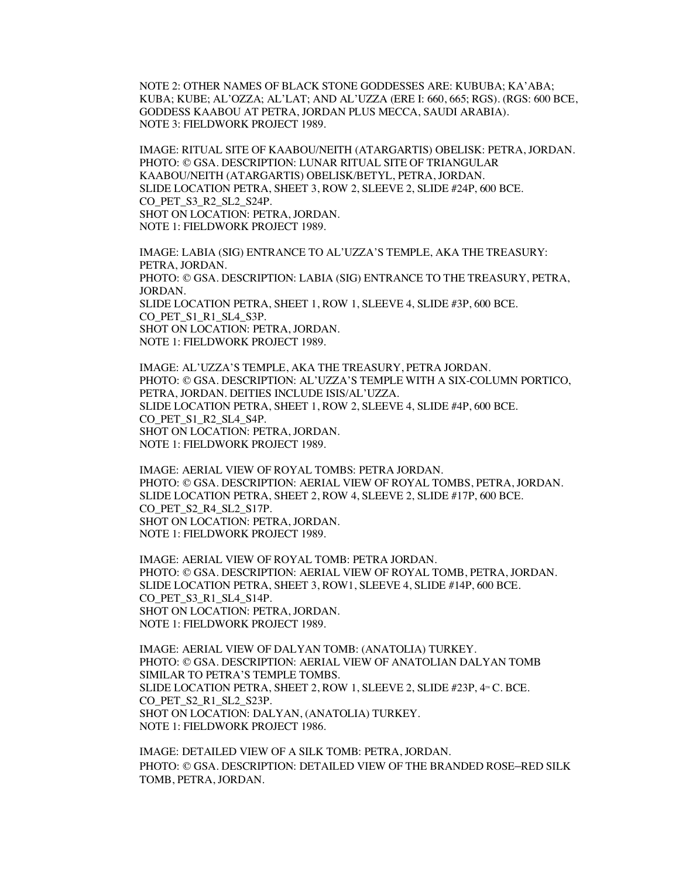NOTE 2: OTHER NAMES OF BLACK STONE GODDESSES ARE: KUBUBA; KA'ABA; KUBA; KUBE; AL'OZZA; AL'LAT; AND AL'UZZA (ERE I: 660, 665; RGS). (RGS: 600 BCE, GODDESS KAABOU AT PETRA, JORDAN PLUS MECCA, SAUDI ARABIA).
NOTE 3: FIELDWORK PROJECT 1989.

IMAGE: RITUAL SITE OF KAABOU/NEITH (ATARGARTIS) OBELISK: PETRA, JORDAN.
PHOTO: © GSA. DESCRIPTION: LUNAR RITUAL SITE OF TRIANGULAR KAABOU/NEITH (ATARGARTIS) OBELISK/BETYL, PETRA, JORDAN.
SLIDE LOCATION PETRA, SHEET 3, ROW 2, SLEEVE 2, SLIDE #24P, 600 BCE.
CO_PET_S3_R2_SL2_S24P.
SHOT ON LOCATION: PETRA, JORDAN.
NOTE 1: FIELDWORK PROJECT 1989.

IMAGE: LABIA (SIG) ENTRANCE TO AL'UZZA'S TEMPLE, AKA THE TREASURY: PETRA, JORDAN.
PHOTO: © GSA. DESCRIPTION: LABIA (SIG) ENTRANCE TO THE TREASURY, PETRA, JORDAN.
SLIDE LOCATION PETRA, SHEET 1, ROW 1, SLEEVE 4, SLIDE #3P, 600 BCE.
CO_PET_S1_R1_SL4_S3P.
SHOT ON LOCATION: PETRA, JORDAN.
NOTE 1: FIELDWORK PROJECT 1989.

IMAGE: AL'UZZA'S TEMPLE, AKA THE TREASURY, PETRA JORDAN.
PHOTO: © GSA. DESCRIPTION: AL'UZZA'S TEMPLE WITH A SIX-COLUMN PORTICO, PETRA, JORDAN. DEITIES INCLUDE ISIS/AL'UZZA.
SLIDE LOCATION PETRA, SHEET 1, ROW 2, SLEEVE 4, SLIDE #4P, 600 BCE.
CO_PET_S1_R2_SL4_S4P.
SHOT ON LOCATION: PETRA, JORDAN.
NOTE 1: FIELDWORK PROJECT 1989.

IMAGE: AERIAL VIEW OF ROYAL TOMBS: PETRA JORDAN.
PHOTO: © GSA. DESCRIPTION: AERIAL VIEW OF ROYAL TOMBS, PETRA, JORDAN.
SLIDE LOCATION PETRA, SHEET 2, ROW 4, SLEEVE 2, SLIDE #17P, 600 BCE.
CO_PET_S2_R4_SL2_S17P.
SHOT ON LOCATION: PETRA, JORDAN.
NOTE 1: FIELDWORK PROJECT 1989.

IMAGE: AERIAL VIEW OF ROYAL TOMB: PETRA JORDAN.
PHOTO: © GSA. DESCRIPTION: AERIAL VIEW OF ROYAL TOMB, PETRA, JORDAN.
SLIDE LOCATION PETRA, SHEET 3, ROW1, SLEEVE 4, SLIDE #14P, 600 BCE.
CO_PET_S3_R1_SL4_S14P.
SHOT ON LOCATION: PETRA, JORDAN.
NOTE 1: FIELDWORK PROJECT 1989.

IMAGE: AERIAL VIEW OF DALYAN TOMB: (ANATOLIA) TURKEY.
PHOTO: © GSA. DESCRIPTION: AERIAL VIEW OF ANATOLIAN DALYAN TOMB SIMILAR TO PETRA'S TEMPLE TOMBS.
SLIDE LOCATION PETRA, SHEET 2, ROW 1, SLEEVE 2, SLIDE #23P, 4TH C. BCE.
CO_PET_S2_R1_SL2_S23P.
SHOT ON LOCATION: DALYAN, (ANATOLIA) TURKEY.
NOTE 1: FIELDWORK PROJECT 1986.

IMAGE: DETAILED VIEW OF A SILK TOMB: PETRA, JORDAN.
PHOTO: © GSA. DESCRIPTION: DETAILED VIEW OF THE BRANDED ROSE–RED SILK TOMB, PETRA, JORDAN.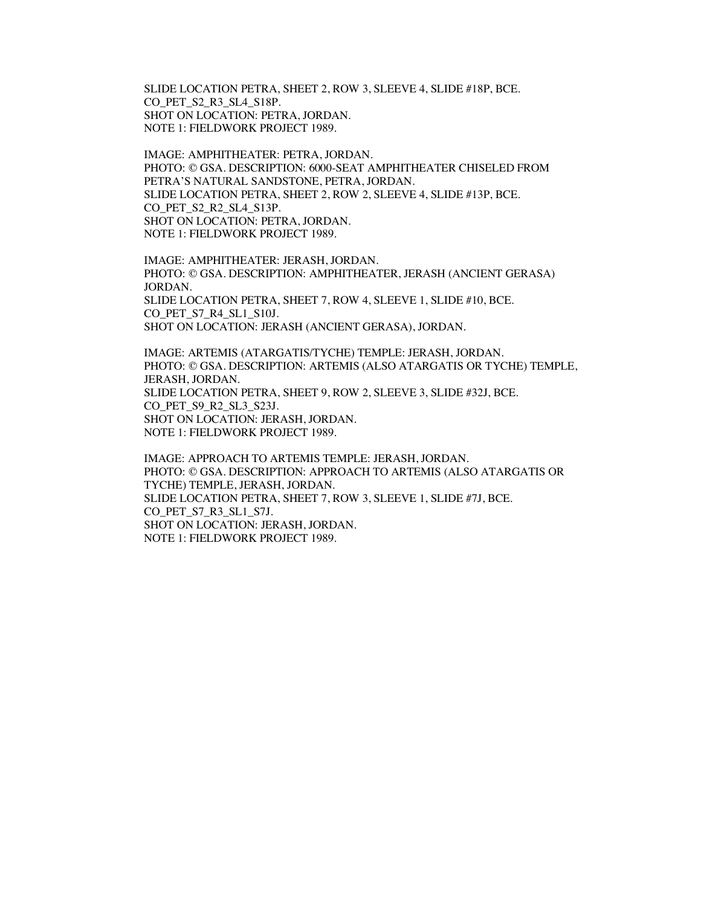SLIDE LOCATION PETRA, SHEET 2, ROW 3, SLEEVE 4, SLIDE #18P, BCE.
CO_PET_S2_R3_SL4_S18P.
SHOT ON LOCATION: PETRA, JORDAN.
NOTE 1: FIELDWORK PROJECT 1989.

IMAGE: AMPHITHEATER: PETRA, JORDAN.
PHOTO: © GSA. DESCRIPTION: 6000-SEAT AMPHITHEATER CHISELED FROM PETRA'S NATURAL SANDSTONE, PETRA, JORDAN.
SLIDE LOCATION PETRA, SHEET 2, ROW 2, SLEEVE 4, SLIDE #13P, BCE.
CO_PET_S2_R2_SL4_S13P.
SHOT ON LOCATION: PETRA, JORDAN.
NOTE 1: FIELDWORK PROJECT 1989.

IMAGE: AMPHITHEATER: JERASH, JORDAN.
PHOTO: © GSA. DESCRIPTION: AMPHITHEATER, JERASH (ANCIENT GERASA) JORDAN.
SLIDE LOCATION PETRA, SHEET 7, ROW 4, SLEEVE 1, SLIDE #10, BCE.
CO_PET_S7_R4_SL1_S10J.
SHOT ON LOCATION: JERASH (ANCIENT GERASA), JORDAN.

IMAGE: ARTEMIS (ATARGATIS/TYCHE) TEMPLE: JERASH, JORDAN.
PHOTO: © GSA. DESCRIPTION: ARTEMIS (ALSO ATARGATIS OR TYCHE) TEMPLE, JERASH, JORDAN.
SLIDE LOCATION PETRA, SHEET 9, ROW 2, SLEEVE 3, SLIDE #32J, BCE.
CO_PET_S9_R2_SL3_S23J.
SHOT ON LOCATION: JERASH, JORDAN.
NOTE 1: FIELDWORK PROJECT 1989.

IMAGE: APPROACH TO ARTEMIS TEMPLE: JERASH, JORDAN.
PHOTO: © GSA. DESCRIPTION: APPROACH TO ARTEMIS (ALSO ATARGATIS OR TYCHE) TEMPLE, JERASH, JORDAN.
SLIDE LOCATION PETRA, SHEET 7, ROW 3, SLEEVE 1, SLIDE #7J, BCE.
CO_PET_S7_R3_SL1_S7J.
SHOT ON LOCATION: JERASH, JORDAN.
NOTE 1: FIELDWORK PROJECT 1989.